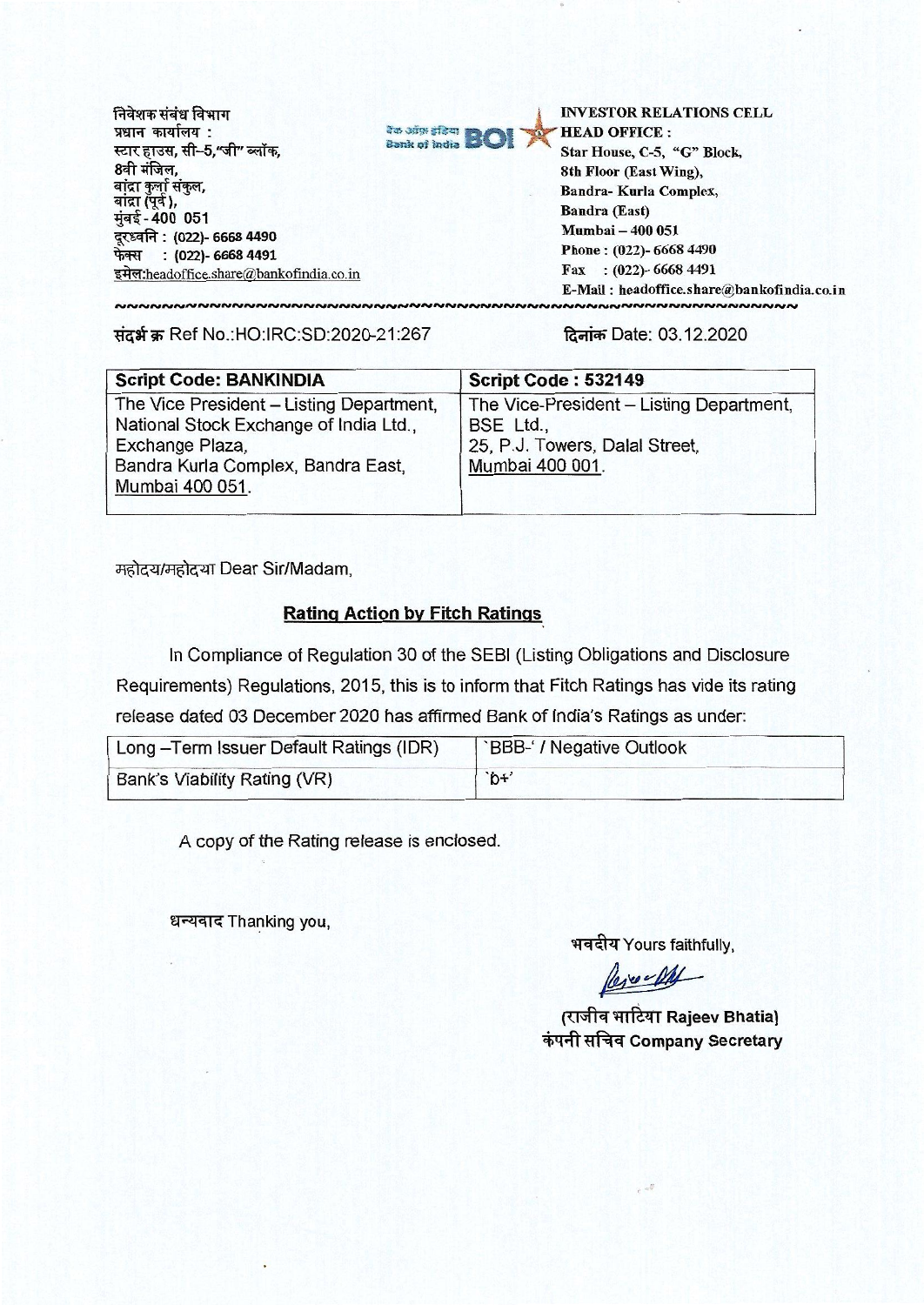निवेशक संबंध विभाग
प्रधान कार्यालय :
स्टार हाउस, सी–5,"जी" ब्लॉक,
8वी मंजिल,
बांद्रा कुर्ला संकुल,
बांद्रा (पूर्व),
मुंबई - 400 051
दूरध्वनि : (022)- 6668 4490
फेक्स : (022)- 6668 4491
इमेल:headoffice.share@bankofindia.co.in

बैंक ऑफ इंडिया Bank of India BOI

INVESTOR RELATIONS CELL
HEAD OFFICE :
Star House, C-5, "G" Block,
8th Floor (East Wing),
Bandra- Kurla Complex,
Bandra (East)
Mumbai – 400 051
Phone : (022)- 6668 4490
Fax : (022)- 6668 4491
E-Mail : headoffice.share@bankofindia.co.in

संदर्भ क्र Ref No.:HO:IRC:SD:2020-21:267

दिनांक Date: 03.12.2020

| Script Code: BANKINDIA | Script Code : 532149 |
|---|---|
| The Vice President – Listing Department, National Stock Exchange of India Ltd., Exchange Plaza, Bandra Kurla Complex, Bandra East, Mumbai 400 051. | The Vice-President – Listing Department, BSE Ltd., 25, P.J. Towers, Dalal Street, Mumbai 400 001. |

महोदय/महोदया Dear Sir/Madam,

## Rating Action by Fitch Ratings

In Compliance of Regulation 30 of the SEBI (Listing Obligations and Disclosure Requirements) Regulations, 2015, this is to inform that Fitch Ratings has vide its rating release dated 03 December 2020 has affirmed Bank of India's Ratings as under:

| Long –Term Issuer Default Ratings (IDR) | `BBB-' / Negative Outlook |
|---|---|
| Bank's Viability Rating (VR) | `b+' |

A copy of the Rating release is enclosed.

धन्यवाद Thanking you,

भवदीय Yours faithfully,

(राजीव भाटिया Rajeev Bhatia)
कंपनी सचिव Company Secretary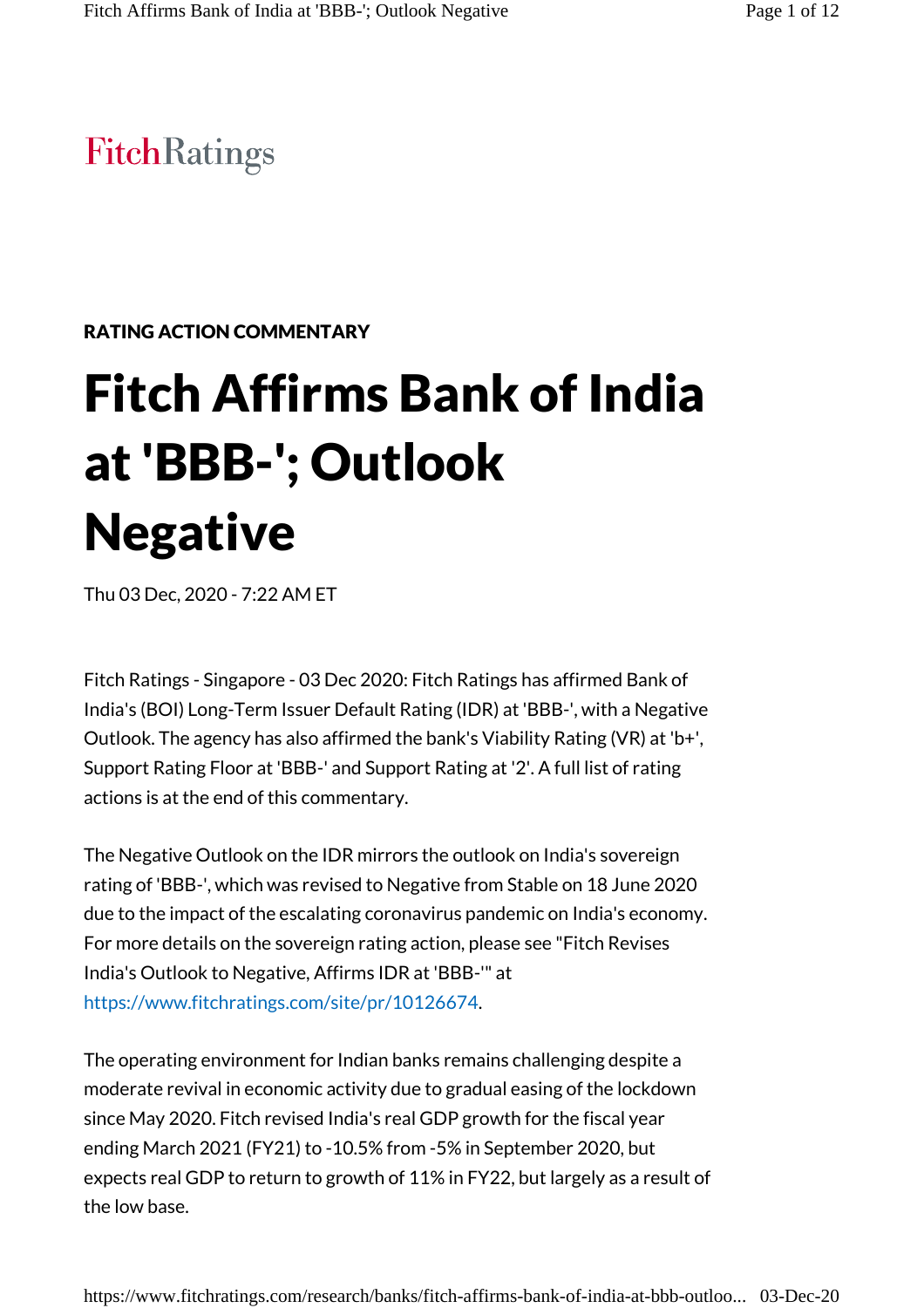FitchRatings

**RATING ACTION COMMENTARY**

# Fitch Affirms Bank of India at 'BBB-'; Outlook Negative

Thu 03 Dec, 2020 - 7:22 AM ET

Fitch Ratings - Singapore - 03 Dec 2020: Fitch Ratings has affirmed Bank of India's (BOI) Long-Term Issuer Default Rating (IDR) at 'BBB-', with a Negative Outlook. The agency has also affirmed the bank's Viability Rating (VR) at 'b+', Support Rating Floor at 'BBB-' and Support Rating at '2'. A full list of rating actions is at the end of this commentary.

The Negative Outlook on the IDR mirrors the outlook on India's sovereign rating of 'BBB-', which was revised to Negative from Stable on 18 June 2020 due to the impact of the escalating coronavirus pandemic on India's economy. For more details on the sovereign rating action, please see "Fitch Revises India's Outlook to Negative, Affirms IDR at 'BBB-'" at https://www.fitchratings.com/site/pr/10126674.

The operating environment for Indian banks remains challenging despite a moderate revival in economic activity due to gradual easing of the lockdown since May 2020. Fitch revised India's real GDP growth for the fiscal year ending March 2021 (FY21) to -10.5% from -5% in September 2020, but expects real GDP to return to growth of 11% in FY22, but largely as a result of the low base.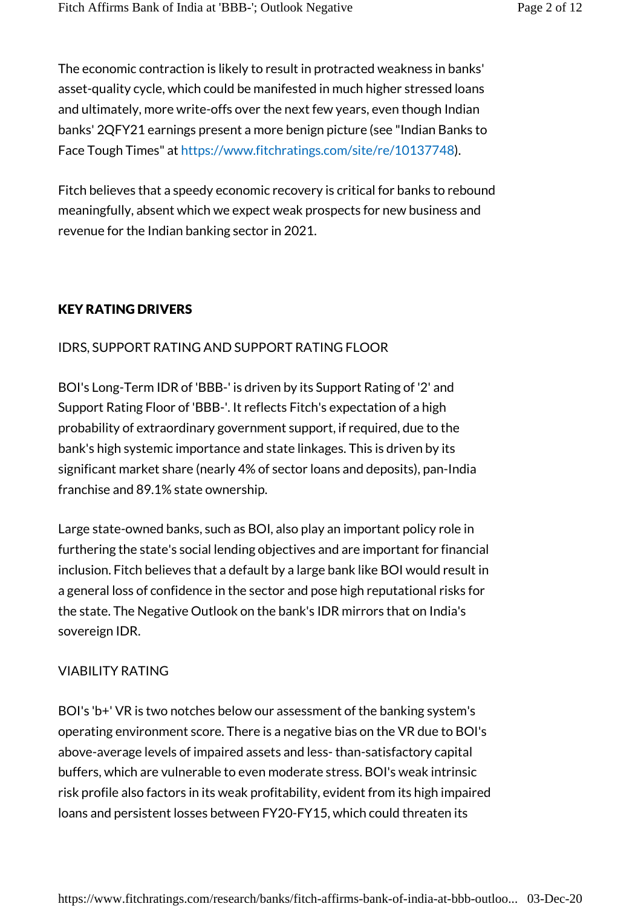The economic contraction is likely to result in protracted weakness in banks' asset-quality cycle, which could be manifested in much higher stressed loans and ultimately, more write-offs over the next few years, even though Indian banks' 2QFY21 earnings present a more benign picture (see "Indian Banks to Face Tough Times" at https://www.fitchratings.com/site/re/10137748).

Fitch believes that a speedy economic recovery is critical for banks to rebound meaningfully, absent which we expect weak prospects for new business and revenue for the Indian banking sector in 2021.

## KEY RATING DRIVERS

### IDRS, SUPPORT RATING AND SUPPORT RATING FLOOR

BOI's Long-Term IDR of 'BBB-' is driven by its Support Rating of '2' and Support Rating Floor of 'BBB-'. It reflects Fitch's expectation of a high probability of extraordinary government support, if required, due to the bank's high systemic importance and state linkages. This is driven by its significant market share (nearly 4% of sector loans and deposits), pan-India franchise and 89.1% state ownership.

Large state-owned banks, such as BOI, also play an important policy role in furthering the state's social lending objectives and are important for financial inclusion. Fitch believes that a default by a large bank like BOI would result in a general loss of confidence in the sector and pose high reputational risks for the state. The Negative Outlook on the bank's IDR mirrors that on India's sovereign IDR.

### VIABILITY RATING

BOI's 'b+' VR is two notches below our assessment of the banking system's operating environment score. There is a negative bias on the VR due to BOI's above-average levels of impaired assets and less- than-satisfactory capital buffers, which are vulnerable to even moderate stress. BOI's weak intrinsic risk profile also factors in its weak profitability, evident from its high impaired loans and persistent losses between FY20-FY15, which could threaten its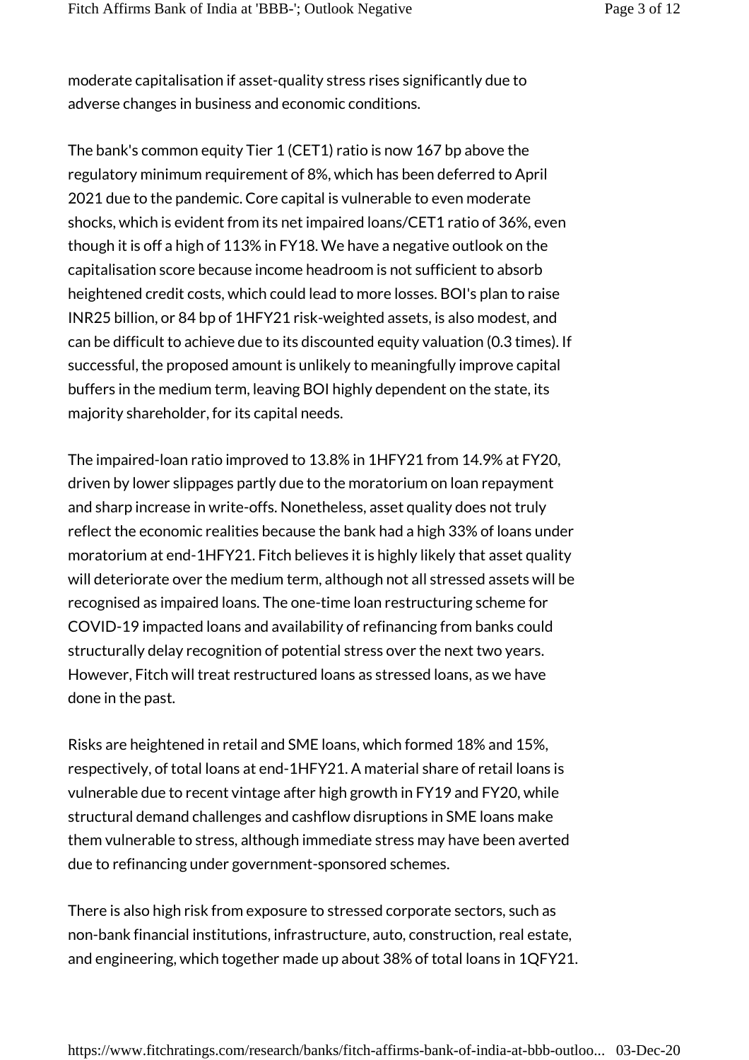moderate capitalisation if asset-quality stress rises significantly due to adverse changes in business and economic conditions.

The bank's common equity Tier 1 (CET1) ratio is now 167 bp above the regulatory minimum requirement of 8%, which has been deferred to April 2021 due to the pandemic. Core capital is vulnerable to even moderate shocks, which is evident from its net impaired loans/CET1 ratio of 36%, even though it is off a high of 113% in FY18. We have a negative outlook on the capitalisation score because income headroom is not sufficient to absorb heightened credit costs, which could lead to more losses. BOI's plan to raise INR25 billion, or 84 bp of 1HFY21 risk-weighted assets, is also modest, and can be difficult to achieve due to its discounted equity valuation (0.3 times). If successful, the proposed amount is unlikely to meaningfully improve capital buffers in the medium term, leaving BOI highly dependent on the state, its majority shareholder, for its capital needs.

The impaired-loan ratio improved to 13.8% in 1HFY21 from 14.9% at FY20, driven by lower slippages partly due to the moratorium on loan repayment and sharp increase in write-offs. Nonetheless, asset quality does not truly reflect the economic realities because the bank had a high 33% of loans under moratorium at end-1HFY21. Fitch believes it is highly likely that asset quality will deteriorate over the medium term, although not all stressed assets will be recognised as impaired loans. The one-time loan restructuring scheme for COVID-19 impacted loans and availability of refinancing from banks could structurally delay recognition of potential stress over the next two years. However, Fitch will treat restructured loans as stressed loans, as we have done in the past.

Risks are heightened in retail and SME loans, which formed 18% and 15%, respectively, of total loans at end-1HFY21. A material share of retail loans is vulnerable due to recent vintage after high growth in FY19 and FY20, while structural demand challenges and cashflow disruptions in SME loans make them vulnerable to stress, although immediate stress may have been averted due to refinancing under government-sponsored schemes.

There is also high risk from exposure to stressed corporate sectors, such as non-bank financial institutions, infrastructure, auto, construction, real estate, and engineering, which together made up about 38% of total loans in 1QFY21.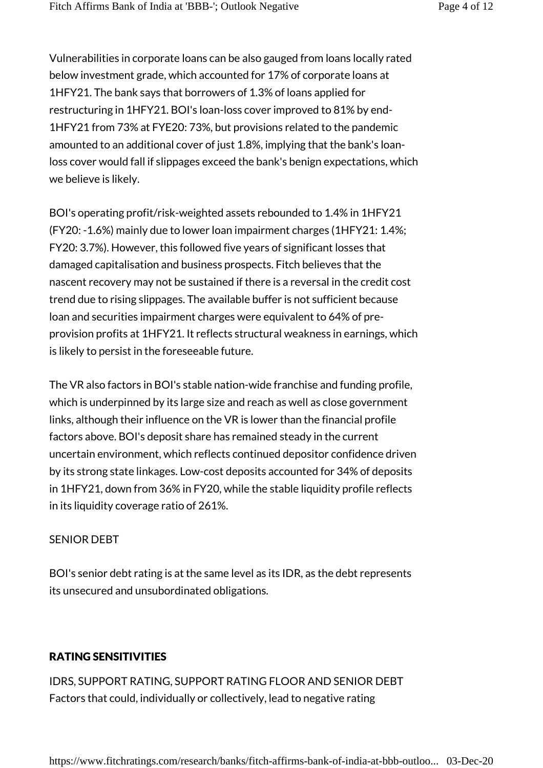Vulnerabilities in corporate loans can be also gauged from loans locally rated below investment grade, which accounted for 17% of corporate loans at 1HFY21. The bank says that borrowers of 1.3% of loans applied for restructuring in 1HFY21. BOI's loan-loss cover improved to 81% by end-1HFY21 from 73% at FYE20: 73%, but provisions related to the pandemic amounted to an additional cover of just 1.8%, implying that the bank's loan-loss cover would fall if slippages exceed the bank's benign expectations, which we believe is likely.

BOI's operating profit/risk-weighted assets rebounded to 1.4% in 1HFY21 (FY20: -1.6%) mainly due to lower loan impairment charges (1HFY21: 1.4%; FY20: 3.7%). However, this followed five years of significant losses that damaged capitalisation and business prospects. Fitch believes that the nascent recovery may not be sustained if there is a reversal in the credit cost trend due to rising slippages. The available buffer is not sufficient because loan and securities impairment charges were equivalent to 64% of pre-provision profits at 1HFY21. It reflects structural weakness in earnings, which is likely to persist in the foreseeable future.

The VR also factors in BOI's stable nation-wide franchise and funding profile, which is underpinned by its large size and reach as well as close government links, although their influence on the VR is lower than the financial profile factors above. BOI's deposit share has remained steady in the current uncertain environment, which reflects continued depositor confidence driven by its strong state linkages. Low-cost deposits accounted for 34% of deposits in 1HFY21, down from 36% in FY20, while the stable liquidity profile reflects in its liquidity coverage ratio of 261%.

SENIOR DEBT

BOI's senior debt rating is at the same level as its IDR, as the debt represents its unsecured and unsubordinated obligations.

## RATING SENSITIVITIES

IDRS, SUPPORT RATING, SUPPORT RATING FLOOR AND SENIOR DEBT
Factors that could, individually or collectively, lead to negative rating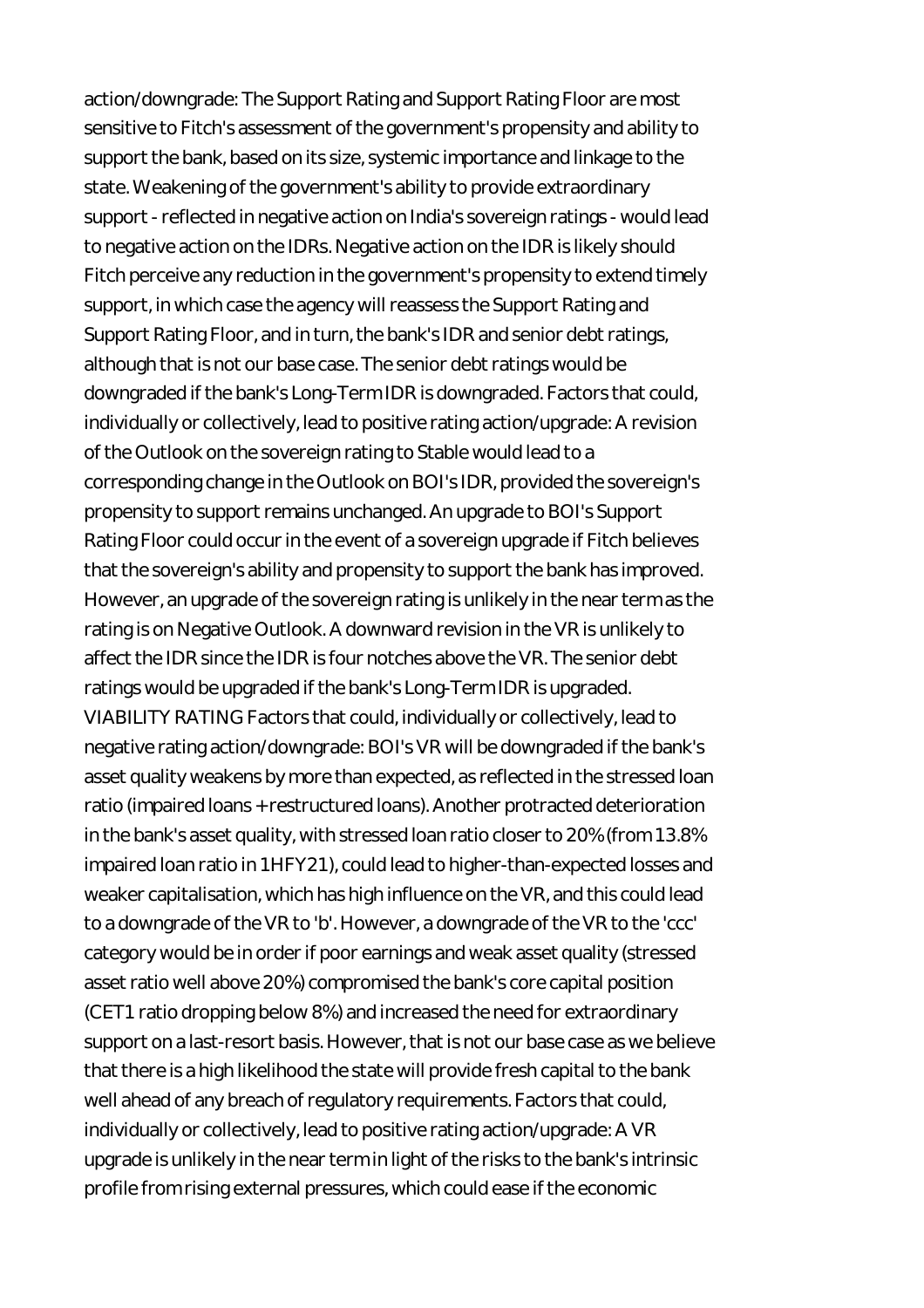action/downgrade: The Support Rating and Support Rating Floor are most sensitive to Fitch's assessment of the government's propensity and ability to support the bank, based on its size, systemic importance and linkage to the state. Weakening of the government's ability to provide extraordinary support - reflected in negative action on India's sovereign ratings - would lead to negative action on the IDRs. Negative action on the IDR is likely should Fitch perceive any reduction in the government's propensity to extend timely support, in which case the agency will reassess the Support Rating and Support Rating Floor, and in turn, the bank's IDR and senior debt ratings, although that is not our base case. The senior debt ratings would be downgraded if the bank's Long-Term IDR is downgraded. Factors that could, individually or collectively, lead to positive rating action/upgrade: A revision of the Outlook on the sovereign rating to Stable would lead to a corresponding change in the Outlook on BOI's IDR, provided the sovereign's propensity to support remains unchanged. An upgrade to BOI's Support Rating Floor could occur in the event of a sovereign upgrade if Fitch believes that the sovereign's ability and propensity to support the bank has improved. However, an upgrade of the sovereign rating is unlikely in the near term as the rating is on Negative Outlook. A downward revision in the VR is unlikely to affect the IDR since the IDR is four notches above the VR. The senior debt ratings would be upgraded if the bank's Long-Term IDR is upgraded.

VIABILITY RATING Factors that could, individually or collectively, lead to negative rating action/downgrade: BOI's VR will be downgraded if the bank's asset quality weakens by more than expected, as reflected in the stressed loan ratio (impaired loans + restructured loans). Another protracted deterioration in the bank's asset quality, with stressed loan ratio closer to 20% (from 13.8% impaired loan ratio in 1HFY21), could lead to higher-than-expected losses and weaker capitalisation, which has high influence on the VR, and this could lead to a downgrade of the VR to 'b'. However, a downgrade of the VR to the 'ccc' category would be in order if poor earnings and weak asset quality (stressed asset ratio well above 20%) compromised the bank's core capital position (CET1 ratio dropping below 8%) and increased the need for extraordinary support on a last-resort basis. However, that is not our base case as we believe that there is a high likelihood the state will provide fresh capital to the bank well ahead of any breach of regulatory requirements. Factors that could, individually or collectively, lead to positive rating action/upgrade: A VR upgrade is unlikely in the near term in light of the risks to the bank's intrinsic profile from rising external pressures, which could ease if the economic